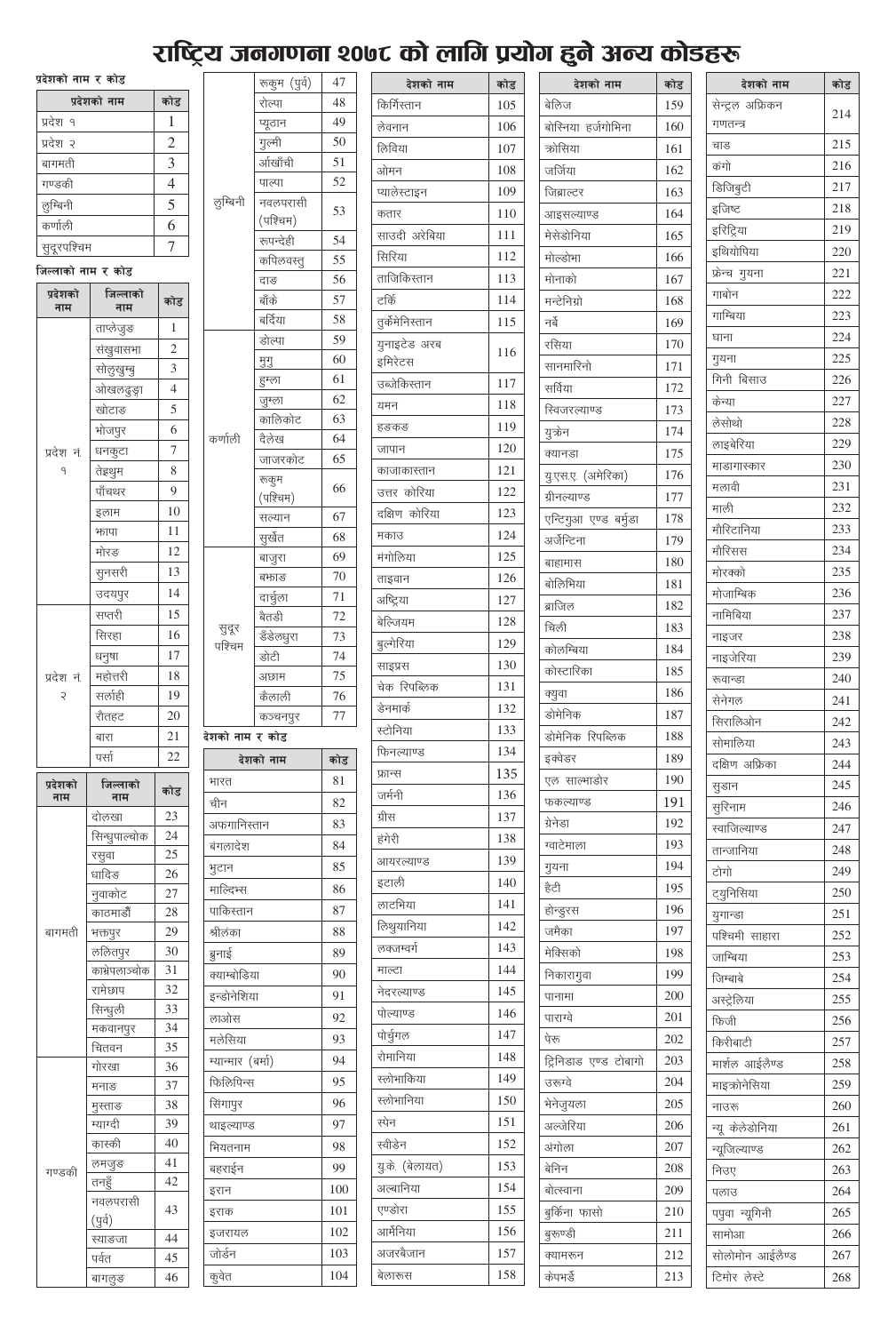# राष्ट्रिय जनगणना २०७८ को लागि प्रयोग हुने अन्य कोडहरू

### प्रदेशको नाम र कोड

| प्रदेशको नाम | कोड |
|---|---|
| प्रदेश १ | 1 |
| प्रदेश २ | 2 |
| बागमती | 3 |
| गण्डकी | 4 |
| लुम्बिनी | 5 |
| कर्णाली | 6 |
| सुदूरपश्चिम | 7 |

### जिल्लाको नाम र कोड

| प्रदेशको नाम | जिल्लाको नाम | कोड |
|---|---|---|
| प्रदेश नं. १ | ताप्लेजुङ | 1 |
| | संखुवासभा | 2 |
| | सोलुखुम्बु | 3 |
| | ओखलढुङ्गा | 4 |
| | खोटाङ | 5 |
| | भोजपुर | 6 |
| | धनकुटा | 7 |
| | तेह्रथुम | 8 |
| | पाँचथर | 9 |
| | इलाम | 10 |
| | झापा | 11 |
| | मोरङ | 12 |
| | सुनसरी | 13 |
| | उदयपुर | 14 |
| प्रदेश नं. २ | सप्तरी | 15 |
| | सिरहा | 16 |
| | धनुषा | 17 |
| | महोत्तरी | 18 |
| | सर्लाही | 19 |
| | रौतहट | 20 |
| | बारा | 21 |
| | पर्सा | 22 |
| बागमती | दोलखा | 23 |
| | सिन्धुपाल्चोक | 24 |
| | रसुवा | 25 |
| | धादिङ | 26 |
| | नुवाकोट | 27 |
| | काठमाडौं | 28 |
| | भक्तपुर | 29 |
| | ललितपुर | 30 |
| | काभ्रेपलाञ्चोक | 31 |
| | रामेछाप | 32 |
| | सिन्धुली | 33 |
| | मकवानपुर | 34 |
| | चितवन | 35 |
| गण्डकी | गोरखा | 36 |
| | मनाङ | 37 |
| | मुस्ताङ | 38 |
| | म्याग्दी | 39 |
| | कास्की | 40 |
| | लमजुङ | 41 |
| | तनहुँ | 42 |
| | नवलपरासी (पुर्व) | 43 |
| | स्याङ्जा | 44 |
| | पर्वत | 45 |
| | बागलुङ | 46 |
| लुम्बिनी | रुकुम (पुर्व) | 47 |
| | रोल्पा | 48 |
| | प्यूठान | 49 |
| | गुल्मी | 50 |
| | अर्घाखाँची | 51 |
| | पाल्पा | 52 |
| | नवलपरासी (पश्चिम) | 53 |
| | रुपन्देही | 54 |
| | कपिलवस्तु | 55 |
| | दाङ | 56 |
| | बाँके | 57 |
| | बर्दिया | 58 |
| कर्णाली | डोल्पा | 59 |
| | मुगु | 60 |
| | हुम्ला | 61 |
| | जुम्ला | 62 |
| | कालिकोट | 63 |
| | दैलेख | 64 |
| | जाजरकोट | 65 |
| | रुकुम (पश्चिम) | 66 |
| | सल्यान | 67 |
| | सुर्खेत | 68 |
| सुदूर पश्चिम | बाजुरा | 69 |
| | बझाङ | 70 |
| | दार्चुला | 71 |
| | बैतडी | 72 |
| | डँडेलधुरा | 73 |
| | डोटी | 74 |
| | अछाम | 75 |
| | कैलाली | 76 |
| | कञ्चनपुर | 77 |

### देशको नाम र कोड

| देशको नाम | कोड |
|---|---|
| भारत | 81 |
| चीन | 82 |
| अफगानिस्तान | 83 |
| बंगलादेश | 84 |
| भुटान | 85 |
| माल्दिभ्स | 86 |
| पाकिस्तान | 87 |
| श्रीलंका | 88 |
| ब्रुनाई | 89 |
| क्याम्बोडिया | 90 |
| इन्डोनेशिया | 91 |
| लाओस | 92 |
| मलेसिया | 93 |
| म्यान्मार (बर्मा) | 94 |
| फिलिपिन्स | 95 |
| सिंगापुर | 96 |
| थाइल्याण्ड | 97 |
| भियतनाम | 98 |
| बहराईन | 99 |
| इरान | 100 |
| इराक | 101 |
| इजरायल | 102 |
| जोर्डन | 103 |
| कुवेत | 104 |
| किर्गिस्तान | 105 |
| लेवनान | 106 |
| लिविया | 107 |
| ओमन | 108 |
| प्यालेस्टाइन | 109 |
| कतार | 110 |
| साउदी अरेबिया | 111 |
| सिरिया | 112 |
| ताजिकिस्तान | 113 |
| टर्कि | 114 |
| तुर्कमेनिस्तान | 115 |
| युनाइटेड अरब इमिरेटस | 116 |
| उज्बेकिस्तान | 117 |
| यमन | 118 |
| हङकङ | 119 |
| जापान | 120 |
| काजाकास्तान | 121 |
| उत्तर कोरिया | 122 |
| दक्षिण कोरिया | 123 |
| मकाउ | 124 |
| मंगोलिया | 125 |
| ताइवान | 126 |
| अष्ट्रिया | 127 |
| बेल्जियम | 128 |
| बुल्गेरिया | 129 |
| साइप्रस | 130 |
| चेक रिपब्लिक | 131 |
| डेनमार्क | 132 |
| स्टोनिया | 133 |
| फिनल्याण्ड | 134 |
| फ्रान्स | 135 |
| जर्मनी | 136 |
| ग्रीस | 137 |
| हंगेरी | 138 |
| आयरल्याण्ड | 139 |
| इटाली | 140 |
| लाटभिया | 141 |
| लिथुयानिया | 142 |
| लक्जम्वर्ग | 143 |
| माल्टा | 144 |
| नेदरल्याण्ड | 145 |
| पोल्याण्ड | 146 |
| पोर्चुगल | 147 |
| रोमानिया | 148 |
| स्लोभाकिया | 149 |
| स्लोभानिया | 150 |
| स्पेन | 151 |
| स्वीडेन | 152 |
| युके. (बेलायत) | 153 |
| अल्बानिया | 154 |
| एण्डोरा | 155 |
| आर्मेनिया | 156 |
| अजरबैजान | 157 |
| बेलारुस | 158 |
| बेलिज | 159 |
| बोस्निया हर्जगोभिना | 160 |
| क्रोसिया | 161 |
| जर्जिया | 162 |
| जिब्राल्टर | 163 |
| आइसल्याण्ड | 164 |
| मेसेडोनिया | 165 |
| मोल्डोभा | 166 |
| मोनाको | 167 |
| मन्टेनिग्रो | 168 |
| नर्वे | 169 |
| रसिया | 170 |
| सानमारिनो | 171 |
| सर्बिया | 172 |
| स्विजरल्याण्ड | 173 |
| युक्रेन | 174 |
| क्यानडा | 175 |
| यु.एस.ए. (अमेरिका) | 176 |
| ग्रीनल्याण्ड | 177 |
| एन्टिगुआ एण्ड बर्मुडा | 178 |
| अर्जेन्टिना | 179 |
| बाहामास | 180 |
| बोलिभिया | 181 |
| ब्राजिल | 182 |
| चिली | 183 |
| कोलम्बिया | 184 |
| कोस्टारिका | 185 |
| क्युवा | 186 |
| डोमेनिक | 187 |
| डोमेनिक रिपब्लिक | 188 |
| इक्वेडर | 189 |
| एल साल्भाडोर | 190 |
| फकल्याण्ड | 191 |
| ग्रेनेडा | 192 |
| ग्वाटेमाला | 193 |
| गुयना | 194 |
| हैटी | 195 |
| होन्डुरस | 196 |
| जमैका | 197 |
| मेक्सिको | 198 |
| निकारागुवा | 199 |
| पानामा | 200 |
| पाराग्वे | 201 |
| पेरु | 202 |
| ट्रिनिडाड एण्ड टोबागो | 203 |
| उरुग्वे | 204 |
| भेनेजुयला | 205 |
| अल्जेरिया | 206 |
| अंगोला | 207 |
| बेनिन | 208 |
| बोत्स्वाना | 209 |
| बुर्किना फासो | 210 |
| बुरुण्डी | 211 |
| क्यामरुन | 212 |
| केपभर्डे | 213 |
| सेन्ट्रल अफ्रिकन गणतन्त्र | 214 |
| चाड | 215 |
| कंगो | 216 |
| डिजिबुटी | 217 |
| इजिप्ट | 218 |
| इरिट्रिया | 219 |
| इथियोपिया | 220 |
| फ्रेन्च गुयना | 221 |
| गाबोन | 222 |
| गाम्बिया | 223 |
| घाना | 224 |
| गुयना | 225 |
| गिनी बिसाउ | 226 |
| केन्या | 227 |
| लेसोथो | 228 |
| लाइबेरिया | 229 |
| माडागास्कार | 230 |
| मलावी | 231 |
| माली | 232 |
| मौरिटानिया | 233 |
| मौरिसस | 234 |
| मोरक्को | 235 |
| मोजाम्बिक | 236 |
| नामिबिया | 237 |
| नाइजर | 238 |
| नाइजेरिया | 239 |
| रुवान्डा | 240 |
| सेनेगल | 241 |
| सिरालिओन | 242 |
| सोमालिया | 243 |
| दक्षिण अफ्रिका | 244 |
| सुडान | 245 |
| सुरिनाम | 246 |
| स्वाजिल्याण्ड | 247 |
| तान्जानिया | 248 |
| टोगो | 249 |
| ट्युनिसिया | 250 |
| युगान्डा | 251 |
| पश्चिमी साहारा | 252 |
| जाम्बिया | 253 |
| जिम्बाबे | 254 |
| अस्ट्रेलिया | 255 |
| फिजी | 256 |
| किरीबाटी | 257 |
| मार्शल आईलैण्ड | 258 |
| माइक्रोनेसिया | 259 |
| नाउरु | 260 |
| न्यू केलेडोनिया | 261 |
| न्यूजिल्याण्ड | 262 |
| निउए | 263 |
| पलाउ | 264 |
| पपुवा न्यूगिनी | 265 |
| सामोआ | 266 |
| सोलोमोन आईलैण्ड | 267 |
| टिमोर लेस्टे | 268 |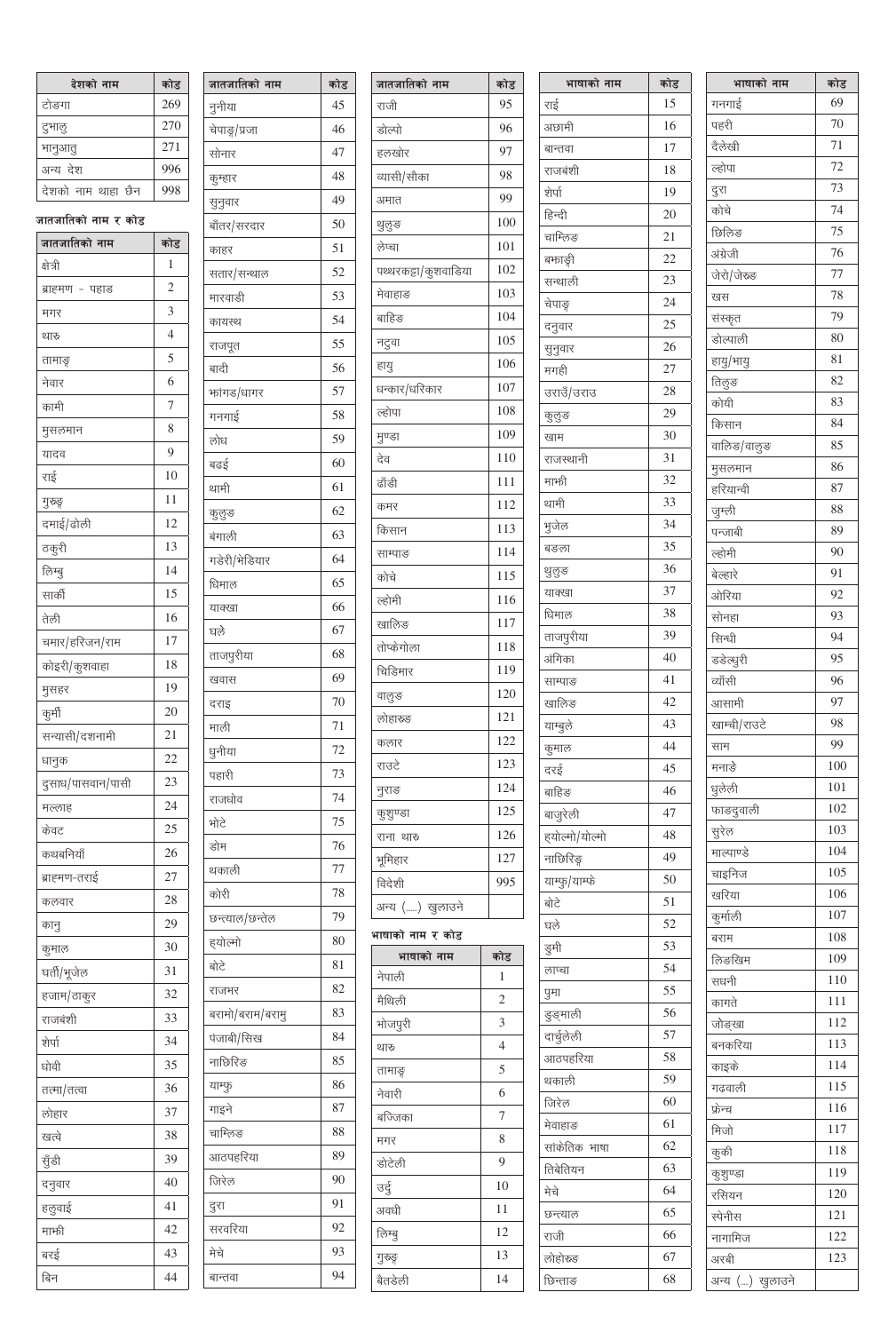| देशको नाम | कोड |
|---|---|
| टोङगा | 269 |
| टुभालु | 270 |
| भानुआतु | 271 |
| अन्य देश | 996 |
| देशको नाम थाहा छैन | 998 |

## जातजातिको नाम र कोड

| जातजातिको नाम | कोड |
|---|---|
| क्षेत्री | 1 |
| ब्राह्मण - पहाड | 2 |
| मगर | 3 |
| थारु | 4 |
| तामाङ | 5 |
| नेवार | 6 |
| कामी | 7 |
| मुसलमान | 8 |
| यादव | 9 |
| राई | 10 |
| गुरुङ | 11 |
| दमाई/ढोली | 12 |
| ठकुरी | 13 |
| लिम्बु | 14 |
| सार्की | 15 |
| तेली | 16 |
| चमार/हरिजन/राम | 17 |
| कोइरी/कुशवाहा | 18 |
| मुसहर | 19 |
| कुर्मी | 20 |
| सन्यासी/दशनामी | 21 |
| धानुक | 22 |
| दुसाध/पासवान/पासी | 23 |
| मल्लाह | 24 |
| केवट | 25 |
| कथबनियाँ | 26 |
| ब्राह्मण-तराई | 27 |
| कलवार | 28 |
| कानु | 29 |
| कुमाल | 30 |
| घर्ती/भूजेल | 31 |
| हजाम/ठाकुर | 32 |
| राजबंशी | 33 |
| शेर्पा | 34 |
| धोवी | 35 |
| तत्मा/तत्वा | 36 |
| लोहार | 37 |
| खत्वे | 38 |
| सुँडी | 39 |
| दनुवार | 40 |
| हलुवाई | 41 |
| माझी | 42 |
| बरई | 43 |
| बिन | 44 |
| नुनीया | 45 |
| चेपाङ/प्रजा | 46 |
| सोनार | 47 |
| कुम्हार | 48 |
| सुनुवार | 49 |
| बाँतर/सरदार | 50 |
| काहर | 51 |
| सतार/सन्थाल | 52 |
| मारवाडी | 53 |
| कायस्थ | 54 |
| राजपूत | 55 |
| बादी | 56 |
| झांगड/धागर | 57 |
| गनगाई | 58 |
| लोध | 59 |
| बढई | 60 |
| थामी | 61 |
| कुलुङ | 62 |
| बंगाली | 63 |
| गडेरी/भेडियार | 64 |
| धिमाल | 65 |
| याक्खा | 66 |
| घले | 67 |
| ताजपुरीया | 68 |
| खवास | 69 |
| दराइ | 70 |
| माली | 71 |
| धुनीया | 72 |
| पहारी | 73 |
| राजधोव | 74 |
| भोटे | 75 |
| डोम | 76 |
| थकाली | 77 |
| कोरी | 78 |
| छन्त्याल/छन्तेल | 79 |
| हयोल्मो | 80 |
| बोटे | 81 |
| राजभर | 82 |
| बरामो/बराम/बरामु | 83 |
| पंजाबी/सिख | 84 |
| नाछिरिङ | 85 |
| याम्फु | 86 |
| गाइने | 87 |
| चाम्लिङ | 88 |
| आठपहरिया | 89 |
| जिरेल | 90 |
| दुरा | 91 |
| सरवरिया | 92 |
| मेचे | 93 |
| बान्तवा | 94 |
| राजी | 95 |
| डोल्पो | 96 |
| हलखोर | 97 |
| व्यासी/सौका | 98 |
| अमात | 99 |
| थुलुङ | 100 |
| लेप्चा | 101 |
| पथ्थरकट्टा/कुशवाडिया | 102 |
| मेवाहाङ | 103 |
| बाहिङ | 104 |
| नटुवा | 105 |
| हायु | 106 |
| धन्कार/धरिकार | 107 |
| ल्होपा | 108 |
| मुण्डा | 109 |
| देव | 110 |
| ढाँडी | 111 |
| कमर | 112 |
| किसान | 113 |
| साम्पाङ | 114 |
| कोचे | 115 |
| ल्होमी | 116 |
| खालिङ | 117 |
| तोप्केगोला | 118 |
| चिडिमार | 119 |
| वालुङ | 120 |
| लोहारुङ | 121 |
| कलार | 122 |
| राउटे | 123 |
| नुराङ | 124 |
| कुशुण्डा | 125 |
| राना थारु | 126 |
| भूमिहार | 127 |
| विदेशी | 995 |
| अन्य (....) खुलाउने | |

## भाषाको नाम र कोड

| भाषाको नाम | कोड |
|---|---|
| नेपाली | 1 |
| मैथिली | 2 |
| भोजपुरी | 3 |
| थारु | 4 |
| तामाङ | 5 |
| नेवारी | 6 |
| बज्जिका | 7 |
| मगर | 8 |
| डोटेली | 9 |
| उर्दु | 10 |
| अवधी | 11 |
| लिम्बु | 12 |
| गुरुङ | 13 |
| बैतडेली | 14 |
| राई | 15 |
| अछामी | 16 |
| बान्तवा | 17 |
| राजबंशी | 18 |
| शेर्पा | 19 |
| हिन्दी | 20 |
| चाम्लिङ | 21 |
| बझाङ्गी | 22 |
| सन्थाली | 23 |
| चेपाङ | 24 |
| दनुवार | 25 |
| सुनुवार | 26 |
| मगही | 27 |
| उराउँ/उराउ | 28 |
| कुलुङ | 29 |
| खाम | 30 |
| राजस्थानी | 31 |
| माझी | 32 |
| थामी | 33 |
| भुजेल | 34 |
| बङला | 35 |
| थुलुङ | 36 |
| याक्खा | 37 |
| धिमाल | 38 |
| ताजपुरीया | 39 |
| अंगिका | 40 |
| साम्पाङ | 41 |
| खालिङ | 42 |
| याम्बुले | 43 |
| कुमाल | 44 |
| दरई | 45 |
| बाहिङ | 46 |
| बाजुरेली | 47 |
| हयोल्मो/योल्मो | 48 |
| नाछिरिङ | 49 |
| याम्फु/याम्फे | 50 |
| बोटे | 51 |
| घले | 52 |
| डुमी | 53 |
| लाप्चा | 54 |
| पुमा | 55 |
| डुङमाली | 56 |
| दार्चुलेली | 57 |
| आठपहरिया | 58 |
| थकाली | 59 |
| जिरेल | 60 |
| मेवाहाङ | 61 |
| सांकेतिक भाषा | 62 |
| तिबेतियन | 63 |
| मेचे | 64 |
| छन्त्याल | 65 |
| राजी | 66 |
| लोहोरुङ | 67 |
| छिन्ताङ | 68 |
| गनगाई | 69 |
| पहरी | 70 |
| दैलेखी | 71 |
| ल्होपा | 72 |
| दुरा | 73 |
| कोचे | 74 |
| छिलिङ | 75 |
| अंग्रेजी | 76 |
| जेरो/जेरुङ | 77 |
| खस | 78 |
| संस्कृत | 79 |
| डोल्पाली | 80 |
| हायु/भायु | 81 |
| तिलुङ | 82 |
| कोयी | 83 |
| किसान | 84 |
| वालिङ/वालुङ | 85 |
| मुसलमान | 86 |
| हरियान्वी | 87 |
| जुम्ली | 88 |
| पन्जाबी | 89 |
| ल्होमी | 90 |
| बेल्हारे | 91 |
| ओरिया | 92 |
| सोनहा | 93 |
| सिन्धी | 94 |
| डडेल्धुरी | 95 |
| ब्याँसी | 96 |
| आसामी | 97 |
| खाम्ची/राउटे | 98 |
| साम | 99 |
| मनाङे | 100 |
| धुलेली | 101 |
| फाङदुवाली | 102 |
| सुरेल | 103 |
| माल्पाण्डे | 104 |
| चाइनिज | 105 |
| खरिया | 106 |
| कुर्माली | 107 |
| बराम | 108 |
| लिङखिम | 109 |
| सधनी | 110 |
| कागते | 111 |
| जोङ्खा | 112 |
| बनकरिया | 113 |
| काइके | 114 |
| गढवाली | 115 |
| फ्रेन्च | 116 |
| मिजो | 117 |
| कुकी | 118 |
| कुशुण्डा | 119 |
| रसियन | 120 |
| स्पेनीस | 121 |
| नागामिज | 122 |
| अरबी | 123 |
| अन्य (...) खुलाउने | |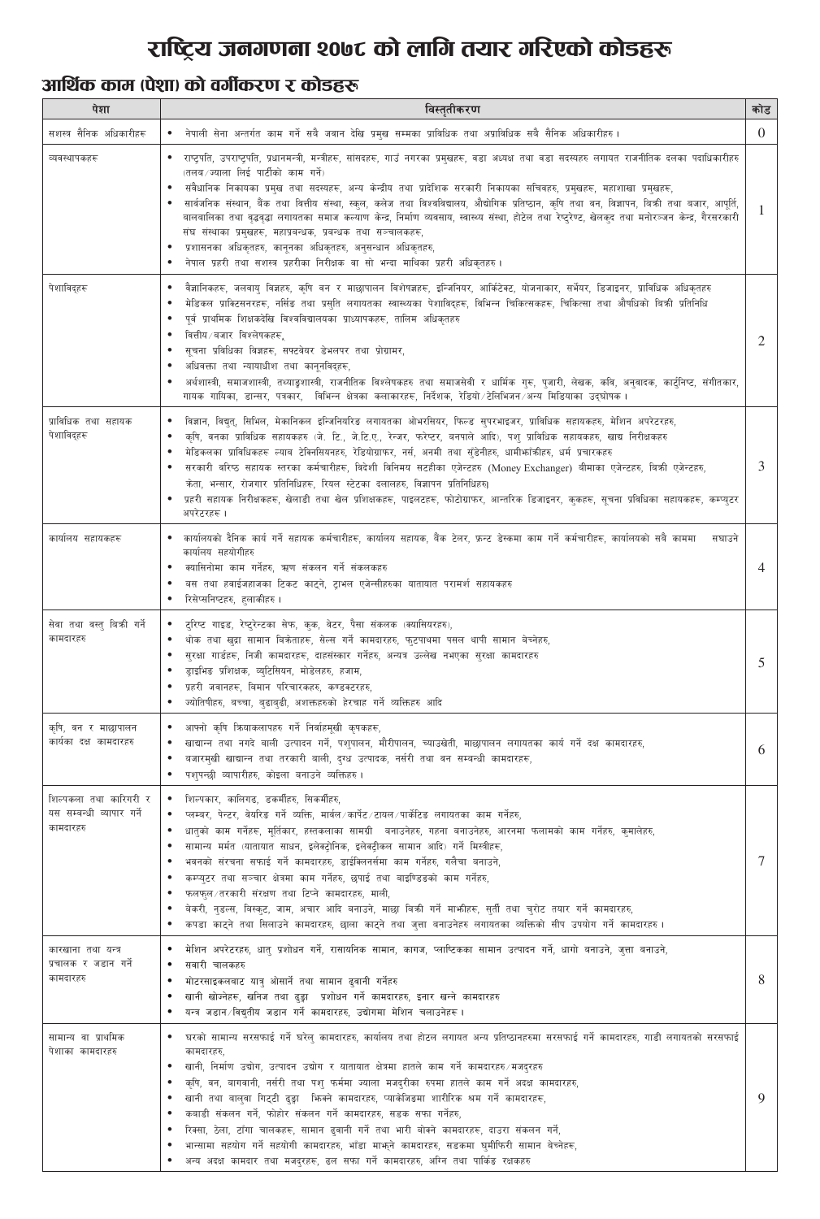# राष्ट्रिय जनगणना २०७८ को लागि तयार गरिएको कोडहरू

## आर्थिक काम (पेशा) को वर्गीकरण र कोडहरू

| पेशा | विस्तृतीकरण | कोड |
|---|---|---|
| सशस्त्र सैनिक अधिकारीहरू | • नेपाली सेना अन्तर्गत काम गर्ने सबै जवान देखि प्रमुख सम्मका प्राविधिक तथा अप्राविधिक सबै सैनिक अधिकारीहरु । | 0 |
| व्यवस्थापकहरू | • राष्ट्रपति, उपराष्ट्रपति, प्रधानमन्त्री, मन्त्रीहरू, सांसदहरू, गाउँ नगरका प्रमुखहरू, वडा अध्यक्ष तथा वडा सदस्यहरु लगायत राजनीतिक दलका पदाधिकारीहरु (तलव/ज्याला लिई पार्टीको काम गर्ने)<br>• संवैधानिक निकायका प्रमुख तथा सदस्यहरू, अन्य केन्द्रीय तथा प्रादेशिक सरकारी निकायका सचिवहरु, प्रमुखहरू, महाशाखा प्रमुखहरू,<br>• सार्वजनिक संस्थान, बैंक तथा वित्तीय संस्था, स्कुल, कलेज तथा विश्वविद्यालय, औद्योगिक प्रतिष्ठान, कृषि तथा वन, विज्ञापन, बिक्री तथा बजार, आपूर्ति, बालबालिका तथा वृद्धवृद्धा लगायतका समाज कल्याण केन्द्र, निर्माण व्यवसाय, स्वास्थ्य संस्था, होटेल तथा रेष्टुरेण्ट, खेलकुद तथा मनोरञ्जन केन्द्र, गैरसरकारी संघ संस्थाका प्रमुखहरू, महाप्रबन्धक, प्रबन्धक तथा सञ्चालकहरु,<br>• प्रशासनका अधिकृतहरु, कानूनका अधिकृतहरु, अनुसन्धान अधिकृतहरु,<br>• नेपाल प्रहरी तथा सशस्त्र प्रहरीका निरीक्षक वा सो भन्दा माथिका प्रहरी अधिकृतहरु । | 1 |
| पेशाविद्हरू | • वैज्ञानिकहरु, जलवायु विज्ञहरु, कृषि वन र माछापालन विशेषज्ञहरू, इन्जिनियर, आर्किटेक्ट, योजनाकार, सर्भेयर, डिजाइनर, प्राविधिक अधिकृतहरु<br>• मेडिकल प्राक्टिसनरहरु, नर्सिङ तथा प्रसुति लगायतका स्वास्थ्यका पेशाविद्हरू, विभिन्न चिकित्सकहरू, चिकित्सा तथा औषधिको बिक्री प्रतिनिधि<br>• पूर्व प्राथमिक शिक्षकदेखि विश्वविद्यालयका प्राध्यापकहरू, तालिम अधिकृतहरु<br>• वित्तीय/बजार विश्लेषकहरू,<br>• सूचना प्रविधिका विज्ञहरू, सफ्टवेयर डेभलपर तथा प्रोग्रामर,<br>• अधिवक्ता तथा न्यायाधीश तथा कानूनविद्हरू,<br>• अर्थशास्त्री, समाजशास्त्री, तथ्याङ्कशास्त्री, राजनीतिक विश्लेषकहरु तथा समाजसेवी र धार्मिक गुरु, पुजारी, लेखक, कवि, अनुवादक, कार्टुनिष्ट, संगीतकार, गायक गायिका, डान्सर, पत्रकार, विभिन्न क्षेत्रका कलाकारहरु, निर्देशक, रेडियो/टेलिभिजन/अन्य मिडियाका उद्घोषक । | 2 |
| प्राविधिक तथा सहायक पेशाविद्हरू | • विज्ञान, विद्युत्, सिभिल, मेकानिकल इन्जिनियरिङ लगायतका ओभरसियर, फिल्ड सुपरभाइजर, प्राविधिक सहायकहरू, मेशिन अपरेटरहरू,<br>• कृषि, वनका प्राविधिक सहायकहरु (जे. टि., जे.टि.ए., रेन्जर, फरेष्टर, वनपाले आदि), पशु प्राविधिक सहायकहरू, खाद्य निरीक्षकहरु<br>• मेडिकलका प्राविधिकहरु ल्याब टेक्निसियनहरु, रेडियोग्राफर, नर्स, अनमी तथा सुँडेनीहरु, धामीझाँक्रीहरु, धर्म प्रचारकहरु<br>• सरकारी वरिष्ठ सहायक स्तरका कर्मचारीहरू, विदेशी विनिमय सटहीका एजेन्टहरु (Money Exchanger) बीमाका एजेन्टहरु, बिक्री एजेन्टहरू, क्रेता, भन्सार, रोजगार प्रतिनिधिहरू, रियल स्टेटका दलालहरु, विज्ञापन प्रतिनिधिहरु)<br>• प्रहरी सहायक निरीक्षकहरू, खेलाडी तथा खेल प्रशिक्षकहरू, पाइलटहरू, फोटोग्राफर, आन्तरिक डिजाइनर, कुकहरू, सूचना प्रविधिका सहायकहरू, कम्प्युटर अपरेटरहरू । | 3 |
| कार्यालय सहायकहरू | • कार्यालयको दैनिक कार्य गर्ने सहायक कर्मचारीहरू, कार्यालय सहायक, बैंक टेलर, फ्रन्ट डेस्कमा काम गर्ने कर्मचारीहरू, कार्यालयको सबै काममा सघाउने कार्यालय सहयोगीहरु<br>• क्यासिनोमा काम गर्नेहरु, ऋण संकलन गर्ने संकलकहरु<br>• बस तथा हवाईजहाजका टिकट काट्ने, ट्राभल एजेन्सीहरुका यातायात परामर्श सहायकहरु<br>• रिसेप्सनिष्टहरु, हुलाकीहरु । | 4 |
| सेवा तथा वस्तु बिक्री गर्ने कामदारहरु | • टुरिष्ट गाइड, रेष्टुरेन्टका सेफ, कुक, वेटर, पैसा संकलक (क्यासियरहरु),<br>• थोक तथा खुद्रा सामान बिक्रेताहरू, सेल्स गर्ने कामदारहरु, फुटपाथमा पसल थापी सामान बेच्नेहरु,<br>• सुरक्षा गार्डहरू, निजी कामदारहरू, दाहसंस्कार गर्नेहरु, अन्यत्र उल्लेख नभएका सुरक्षा कामदारहरु<br>• ड्राइभिङ प्रशिक्षक, ब्युटिसियन, मोडेलहरु, हजाम,<br>• प्रहरी जवानहरू, विमान परिचारकहरू, कण्डक्टरहरू,<br>• ज्योतिषीहरु, बच्चा, बुढाबुढी, अशक्तहरुको हेरचाह गर्ने व्यक्तिहरु आदि | 5 |
| कृषि, वन र माछापालन कार्यका दक्ष कामदारहरु | • आफ्नो कृषि क्रियाकलापहरु गर्ने निर्वाहमुखी कृषकहरू,<br>• खाद्यान्न तथा नगदे बाली उत्पादन गर्ने, पशुपालन, मौरीपालन, च्याउखेती, माछापालन लगायतका कार्य गर्ने दक्ष कामदारहरु,<br>• बजारमुखी खाद्यान्न तथा तरकारी बाली, दुग्ध उत्पादक, नर्सरी तथा वन सम्बन्धी कामदारहरू,<br>• पशुपन्छी व्यापारीहरु, कोइला बनाउने व्यक्तिहरु । | 6 |
| शिल्पकला तथा कारिगरी र यस सम्बन्धी व्यापार गर्ने कामदारहरु | • शिल्पकार, कालिगढ, डकर्मीहरु, सिकर्मीहरु,<br>• प्लम्बर, पेन्टर, वेयरिङ गर्ने व्यक्ति, मार्बल/कार्पेट/टायल/पार्केटिङ लगायतका काम गर्नेहरु,<br>• धातुको काम गर्नेहरू, मूर्तिकार, हस्तकलाका सामग्री बनाउनेहरु, गहना बनाउनेहरु, आरनमा फलामको काम गर्नेहरु, कुमालेहरु,<br>• सामान्य मर्मत (यातायात साधन, इलेक्ट्रोनिक, इलेक्ट्रीकल सामान आदि) गर्ने मिस्त्रीहरू,<br>• भवनको संरचना सफाई गर्ने कामदारहरु, ड्राइक्लिनर्समा काम गर्नेहरु, गलैंचा बनाउने,<br>• कम्प्युटर तथा सञ्चार क्षेत्रमा काम गर्नेहरु, छपाई तथा बाइण्डिङको काम गर्नेहरु,<br>• फलफूल/तरकारी संरक्षण तथा टिप्ने कामदारहरु, माली,<br>• बेकरी, नुडल्स, बिस्कुट, जाम, अचार आदि बनाउने, माछा बिक्री गर्ने माझीहरु, सुर्ती तथा चुरोट तयार गर्ने कामदारहरु,<br>• कपडा काट्ने तथा सिलाउने कामदारहरु, छाला काट्ने तथा जुत्ता बनाउनेहरु लगायतका व्यक्तिको सीप उपयोग गर्ने कामदारहरु । | 7 |
| कारखाना तथा यन्त्र प्रचालक र जडान गर्ने कामदारहरु | • मेशिन अपरेटरहरु, धातु प्रशोधन गर्ने, रासायनिक सामान, कागज, प्लाष्टिकका सामान उत्पादन गर्ने, धागो बनाउने, जुत्ता बनाउने,<br>• सवारी चालकहरु<br>• मोटरसाइकलबाट यात्रु ओसार्ने तथा सामान ढुवानी गर्नेहरु<br>• खानी खोज्नेहरु, खनिज तथा ढुङ्गा प्रशोधन गर्ने कामदारहरु, इनार खन्ने कामदारहरु<br>• यन्त्र जडान/विद्युतीय जडान गर्ने कामदारहरु, उद्योगमा मेशिन चलाउनेहरु । | 8 |
| सामान्य वा प्राथमिक पेशाका कामदारहरु | • घरको सामान्य सरसफाई गर्ने घरेलु कामदारहरु, कार्यालय तथा होटल लगायत अन्य प्रतिष्ठानहरुमा सरसफाई गर्ने कामदारहरु, गाडी लगायतको सरसफाई कामदारहरु,<br>• खानी, निर्माण उद्योग, उत्पादन उद्योग र यातायात क्षेत्रमा हातले काम गर्ने कामदारहरु/मजदुरहरु<br>• कृषि, वन, बागवानी, नर्सरी तथा पशु फर्ममा ज्याला मजदुरीका रुपमा हातले काम गर्ने अदक्ष कामदारहरु,<br>• खानी तथा बालुवा गिट्टी ढुङ्गा झिक्ने कामदारहरु, प्याकेजिङमा शारीरिक श्रम गर्ने कामदारहरु,<br>• कवाडी संकलन गर्ने, फोहोर संकलन गर्ने कामदारहरु, सडक सफा गर्नेहरु,<br>• रिक्सा, ठेला, टाँगा चालकहरू, सामान ढुवानी गर्ने तथा भारी बोक्ने कामदारहरू, दाउरा संकलन गर्ने,<br>• भान्सामा सहयोग गर्ने सहयोगी कामदारहरु, भाँडा माझ्ने कामदारहरु, सडकमा घुमीफिरी सामान बेच्नेहरु,<br>• अन्य अदक्ष कामदार तथा मजदुरहरु, ढल सफा गर्ने कामदारहरु, अग्नि तथा पार्किङ रक्षकहरु | 9 |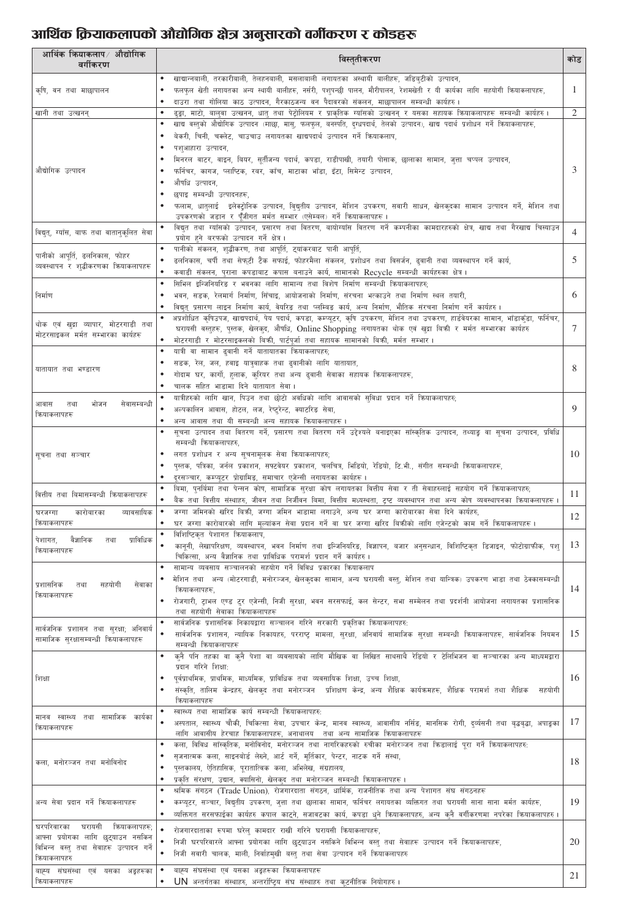# आर्थिक क्रियाकलापको औद्योगिक क्षेत्र अनुसारको वर्गीकरण र कोडहरू

| आर्थिक क्रियाकलाप/ औद्योगिक वर्गीकरण | विस्तृतीकरण | कोड |
|---|---|---|
| कृषि, वन तथा माछापालन | • खाद्यान्नवाली, तरकारीबाली, तेलहनबाली, मसलाबाली लगायतका अस्थायी बालीहरू, जडिबुटीको उत्पादन,<br>• फलफूल खेती लगायतका अन्य स्थायी बालीहरू, नर्सरी, पशुपन्छी पालन, मौरीपालन, रेशमखेती र यी कार्यका लागि सहयोगी क्रियाकलापहरू,<br>• दाउरा तथा गोलिया काठ उत्पादन, गैरकाठजन्य वन पैदावरको संकलन, माछापालन सम्बन्धी कार्यहरू। | 1 |
| खानी तथा उत्खनन् | • ढुङ्गा, माटो, बालुवा उत्खनन, धातु तथा पेट्रोलियम र प्राकृतिक ग्याँसको उत्खनन् र यसका सहायक क्रियाकलापहरू सम्बन्धी कार्यहरू। | 2 |
| औद्योगिक उत्पादन | • खाद्य वस्तुको औद्योगिक उत्पादन (माछा, मासु, फलफूल, वनस्पति, दुग्धपदार्थ, तेलको उत्पादन), खाद्य पदार्थ प्रशोधन गर्ने क्रियाकलापहरू,<br>• बेकरी, चिनी, चक्लेट, चाउचाउ लगायतका खाद्यपदार्थ उत्पादन गर्ने क्रियाकलाप,<br>• पशुआहारा उत्पादन,<br>• मिनरल वाटर, वाइन, बियर, सुर्तीजन्य पदार्थ, कपडा, राडीपाखी, तयारी पोसाक, छालाका सामान, जुत्ता चप्पल उत्पादन,<br>• फर्निचर, कागज, प्लास्टिक, रबर, काँच, माटाका भाँडा, ईटा, सिमेन्ट उत्पादन,<br>• औषधि उत्पादन,<br>• छपाइ सम्बन्धी उत्पादनहरू,<br>• फलाम, धातुलाई इलेक्ट्रोनिक उत्पादन, विद्युतीय उत्पादन, मेशिन उपकरण, सवारी साधन, खेलकुदका सामान उत्पादन गर्ने, मेशिन तथा उपकरणको जडान र पूँजीगत मर्मत सम्भार (एसेम्बल) गर्ने क्रियाकलापहरू। | 3 |
| विद्युत्, ग्याँस, वाफ तथा वातानुकूलित सेवा | • विद्युत तथा ग्याँसको उत्पादन, प्रसारण तथा वितरण, वायोग्याँस वितरण गर्ने कम्पनीका कामदारहरुको क्षेत्र, खाद्य तथा गैरखाद्य चिस्याउन प्रयोग हुने बरफको उत्पादन गर्ने क्षेत्र। | 4 |
| पानीको आपूर्ति, ढलनिकास, फोहर व्यवस्थापन र शुद्धीकरणका क्रियाकलापहरू | • पानीको संकलन, शुद्धीकरण, तथा आपूर्ति, ट्यांकरबाट पानी आपूर्ति,<br>• ढलनिकास, चर्पी तथा सेफ्टी टैंक सफाई, फोहरमैला संकलन, प्रशोधन तथा विसर्जन, ढुवानी तथा व्यवस्थापन गर्ने कार्य,<br>• कबाडी संकलन, पुराना कपडाबाट कपास बनाउने कार्य, सामानको Recycle सम्बन्धी कार्यहरुका क्षेत्र। | 5 |
| निर्माण | • सिभिल इन्जिनियरिङ र भवनका लागि सामान्य तथा विशेष निर्माण सम्बन्धी क्रियाकलापहरू;<br>• भवन, सडक, रेलमार्ग निर्माण, सिँचाइ, आयोजनाको निर्माण, संरचना भत्काउने तथा निर्माण स्थल तयारी,<br>• विद्युत प्रसारण लाइन निर्माण कार्य, वेयरिङ तथा प्लम्बिङ कार्य, अन्य निर्माण, भौतिक संरचना निर्माण गर्ने कार्यहरू। | 6 |
| थोक एवं खुद्रा व्यापार, मोटरगाडी तथा मोटरसाइकल मर्मत सम्भारका कार्यहरू | • अप्रशोधित कृषिउपज, खाद्यपदार्थ, पेय पदार्थ, कपडा, कम्प्युटर, कृषि उपकरण, मेशिन तथा उपकरण, हार्डवेयरका सामान, भाँडाकुँडा, फर्निचर, घरायसी वस्तुहरू, पुस्तक, खेलकुद, औषधि, Online Shopping लगायतका थोक एवं खुद्रा बिक्री र मर्मत सम्भारका कार्यहरू<br>• मोटरगाडी र मोटरसाइकलको बिक्री, पार्टपूर्जा तथा सहायक सामानको बिक्री, मर्मत सम्भार। | 7 |
| यातायात तथा भण्डारण | • यात्री वा सामान ढुवानी गर्ने यातायातका क्रियाकलापहरू;<br>• सडक, रेल, जल, हवाइ यातायात तथा ढुवानीको लागि यातायात,<br>• गोदाम घर, कार्गो, हुलाक, कुरियर तथा अन्य ढुवानी सेवाका सहायक क्रियाकलापहरू,<br>• चालक सहित भाडामा दिने यातायात सेवा। | 8 |
| आवास तथा भोजन सेवासम्बन्धी क्रियाकलापहरू | • यात्रीहरुको लागि खान, पिउन तथा छोटो अवधिको लागि आवासको सुविधा प्रदान गर्ने क्रियाकलापहरू;<br>• अल्पकालिन आवास, होटल, लज, रेष्टुरेन्ट, क्याटरिङ सेवा,<br>• अन्य आवास तथा यी सम्बन्धी अन्य सहायक क्रियाकलापहरू। | 9 |
| सूचना तथा सञ्चार | • सूचना उत्पादन तथा वितरण गर्ने, प्रसारण तथा वितरण गर्ने उद्देश्यले बनाइएका सांस्कृतिक उत्पादन, तथ्याङ्क वा सूचना उत्पादन, प्रविधि सम्बन्धी क्रियाकलापहरू,<br>• लगत प्रशोधन र अन्य सूचनामूलक सेवा क्रियाकलापहरू;<br>• पुस्तक, पत्रिका, जर्नल प्रकाशन, सफ्टवेयर प्रकाशन, चलचित्र, भिडियो, रेडियो, टि.भी., संगीत सम्बन्धी क्रियाकलापहरू,<br>• दूरसञ्चार, कम्प्यूटर प्रोग्रामिङ, समाचार एजेन्सी लगायतका कार्यहरू। | 10 |
| वित्तीय तथा बिमासम्बन्धी क्रियाकलापहरू | • बिमा, पुनर्बिमा तथा पेन्सन कोष, सामाजिक सुरक्षा कोष लगायतका वित्तीय सेवा र ती सेवाहरुलाई सहयोग गर्ने क्रियाकलापहरू;<br>• बैंक तथा वित्तीय संस्थाहरु, जीवन तथा निर्जीवन बिमा, वित्तीय मध्यस्थता, ट्रष्ट व्यवस्थापन तथा अन्य कोष व्यवस्थापनका क्रियाकलापहरू। | 11 |
| घरजग्गा कारोबारका व्यावसायिक क्रियाकलापहरू | • जग्गा जमिनको खरिद बिक्री, जग्गा जमिन भाडामा लगाउने, अन्य घर जग्गा कारोबारका सेवा दिने कार्यहरू,<br>• घर जग्गा कारोबारको लागि मूल्यांकन सेवा प्रदान गर्ने वा घर जग्गा खरिद बिक्रीको लागि एजेन्टको काम गर्ने क्रियाकलापहरू। | 12 |
| पेशागत, वैज्ञानिक तथा प्राविधिक क्रियाकलापहरू | • विशिष्टिकृत पेशागत क्रियाकलाप,<br>• कानुनी, लेखापरिक्षण, व्यवस्थापन, भवन निर्माण तथा इन्जिनियरिङ, विज्ञापन, बजार अनुसन्धान, विशिष्टिकृत डिजाइन, फोटोग्राफीक, पशु चिकित्सा, अन्य वैज्ञानिक तथा प्राविधिक परामर्श प्रदान गर्ने कार्यहरू। | 13 |
| प्रशासनिक तथा सहयोगी सेवाका क्रियाकलापहरू | • सामान्य व्यवसाय सञ्चालनको सहयोग गर्ने विविध प्रकारका क्रियाकलाप<br>• मेशिन तथा अन्य (मोटरगाडी, मनोरञ्जन, खेलकुदका सामान, अन्य घरायसी वस्तु, मेशिन तथा यान्त्रिक) उपकरण भाडा तथा ठेक्कासम्बन्धी क्रियाकलापहरू,<br>• रोजगारी, ट्राभल एण्ड टुर एजेन्सी, निजी सुरक्षा, भवन सरसफाई, कल सेन्टर, सभा सम्मेलन तथा प्रदर्शनी आयोजना लगायतका प्रशासनिक तथा सहयोगी सेवाका क्रियाकलापहरू | 14 |
| सार्वजनिक प्रशासन तथा सुरक्षा; अनिवार्य सामाजिक सुरक्षासम्बन्धी क्रियाकलापहरू | • सार्वजनिक प्रशासनिक निकायद्वारा सञ्चालन गरिने सरकारी प्रकृतिका क्रियाकलापहरू:<br>• सार्वजनिक प्रशासन, न्यायिक निकायहरु, परराष्ट्र मामला, सुरक्षा, अनिवार्य सामाजिक सुरक्षा सम्बन्धी क्रियाकलापहरू, सार्वजनिक नियमन सम्बन्धी क्रियाकलापहरू | 15 |
| शिक्षा | • कुनै पनि तहका वा कुनै पेशा वा व्यवसायको लागि मौखिक वा लिखित साथसाथै रेडियो र टेलिभिजन वा सञ्चारका अन्य माध्यमद्वारा प्रदान गरिने शिक्षा:<br>• पूर्वप्राथमिक, प्राथमिक, माध्यमिक, प्राविधिक तथा व्यवसायिक शिक्षा, उच्च शिक्षा,<br>• संस्कृति, तालिम केन्द्रहरु, खेलकुद तथा मनोरञ्जन प्रशिक्षण केन्द्र, अन्य शैक्षिक कार्यक्रमहरू, शैक्षिक परामर्श तथा शैक्षिक सहयोगी क्रियाकलापहरू | 16 |
| मानव स्वास्थ्य तथा सामाजिक कार्यका क्रियाकलापहरू | • स्वास्थ्य तथा सामाजिक कार्य सम्बन्धी क्रियाकलापहरू:<br>• अस्पताल, स्वास्थ्य चौकी, चिकित्सा सेवा, उपचार केन्द्र, मानव स्वास्थ्य, आवासीय नर्सिङ, मानसिक रोगी, दुर्व्यसनी तथा बृद्धबृद्धा, अपाङ्गका लागि आवासीय हेरचाह क्रियाकलापहरू, अनाथालय तथा अन्य सामाजिक क्रियाकलापहरू | 17 |
| कला, मनोरञ्जन तथा मनोविनोद | • कला, विविध सांस्कृतिक, मनोविनोद, मनोरञ्जन तथा नागरिकहरुको रुचीका मनोरञ्जन तथा क्रिडालाई पूरा गर्ने क्रियाकलापहरू:<br>• सृजनात्मक कला, साइनबोर्ड लेख्ने, आर्ट गर्ने, मूर्तिकार, पेन्टर, नाटक गर्ने संस्था,<br>• पुस्तकालय, ऐतिहासिक, पुरातात्विक कला, अभिलेख, संग्रहालय,<br>• प्रकृति संरक्षण, उद्यान, क्यासिनो, खेलकुद तथा मनोरञ्जन सम्बन्धी क्रियाकलापहरू। | 18 |
| अन्य सेवा प्रदान गर्ने क्रियाकलापहरू | • श्रमिक संगठन (Trade Union), रोजगारदाता संगठन, धार्मिक, राजनीतिक तथा अन्य पेशागत संघ संगठनहरू<br>• कम्प्यूटर, सञ्चार, विद्युतीय उपकरण, जुत्ता तथा छालाका सामान, फर्निचर लगायतका व्यक्तिगत तथा घरायसी साना साना मर्मत कार्यहरू,<br>• व्यक्तिगत सरसफाईका कार्यहरु कपाल काट्ने, सजावटका कार्य, कपडा धुने क्रियाकलापहरू, अन्य कुनै वर्गीकरणमा नपरेका क्रियाकलापहरू। | 19 |
| घरपरिवारका घरायसी क्रियाकलापहरू; आफ्ना प्रयोगका लागि छुट्याउन नसकिन विभिन्न वस्तु तथा सेवाहरू उत्पादन गर्ने क्रियाकलापहरू | • रोजगारदाताका रुपमा घरेलु कामदार राखी गरिने घरायसी क्रियाकलापहरू,<br>• निजी घरपरिवारले आफ्ना प्रयोगका लागि छुट्याउन नसकिने विभिन्न वस्तु तथा सेवाहरू उत्पादन गर्ने क्रियाकलापहरू,<br>• निजी सवारी चालक, माली, निर्वाहमुखी वस्तु तथा सेवा उत्पादन गर्ने क्रियाकलापहरू | 20 |
| बाह्य संघसंस्था एवं यसका अड्डहरूका क्रियाकलापहरू | • बाह्य संघसंस्था एवं यसका अड्डहरूका क्रियाकलापहरू<br>• UN अन्तर्गतका संस्थाहरु, अन्तर्राष्ट्रिय संघ संस्थाहरु तथा कूटनीतिक नियोगहरु। | 21 |